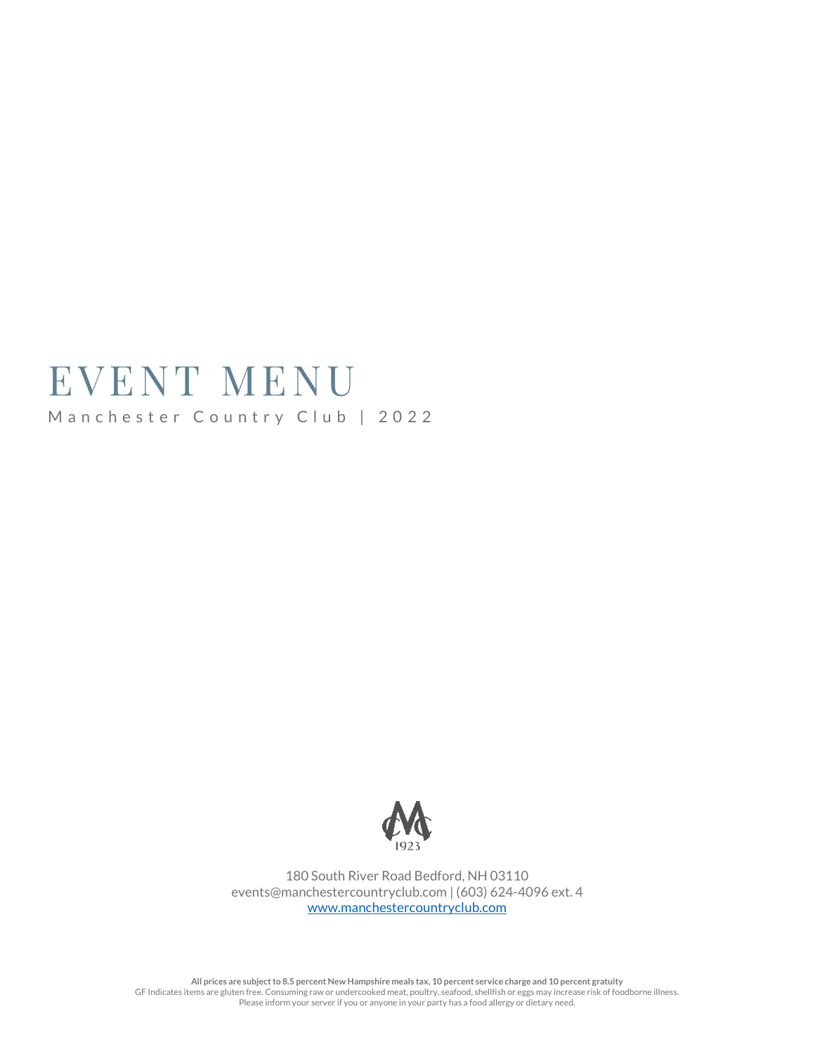# EVENT MENU

Manchester Country Club | 2022

180 South River Road Bedford, NH 03110
events@manchestercountryclub.com | (603) 624-4096 ext. 4
www.manchestercountryclub.com

**All prices are subject to 8.5 percent New Hampshire meals tax, 10 percent service charge and 10 percent gratuity**
GF Indicates items are gluten free. Consuming raw or undercooked meat, poultry, seafood, shellfish or eggs may increase risk of foodborne illness.
Please inform your server if you or anyone in your party has a food allergy or dietary need.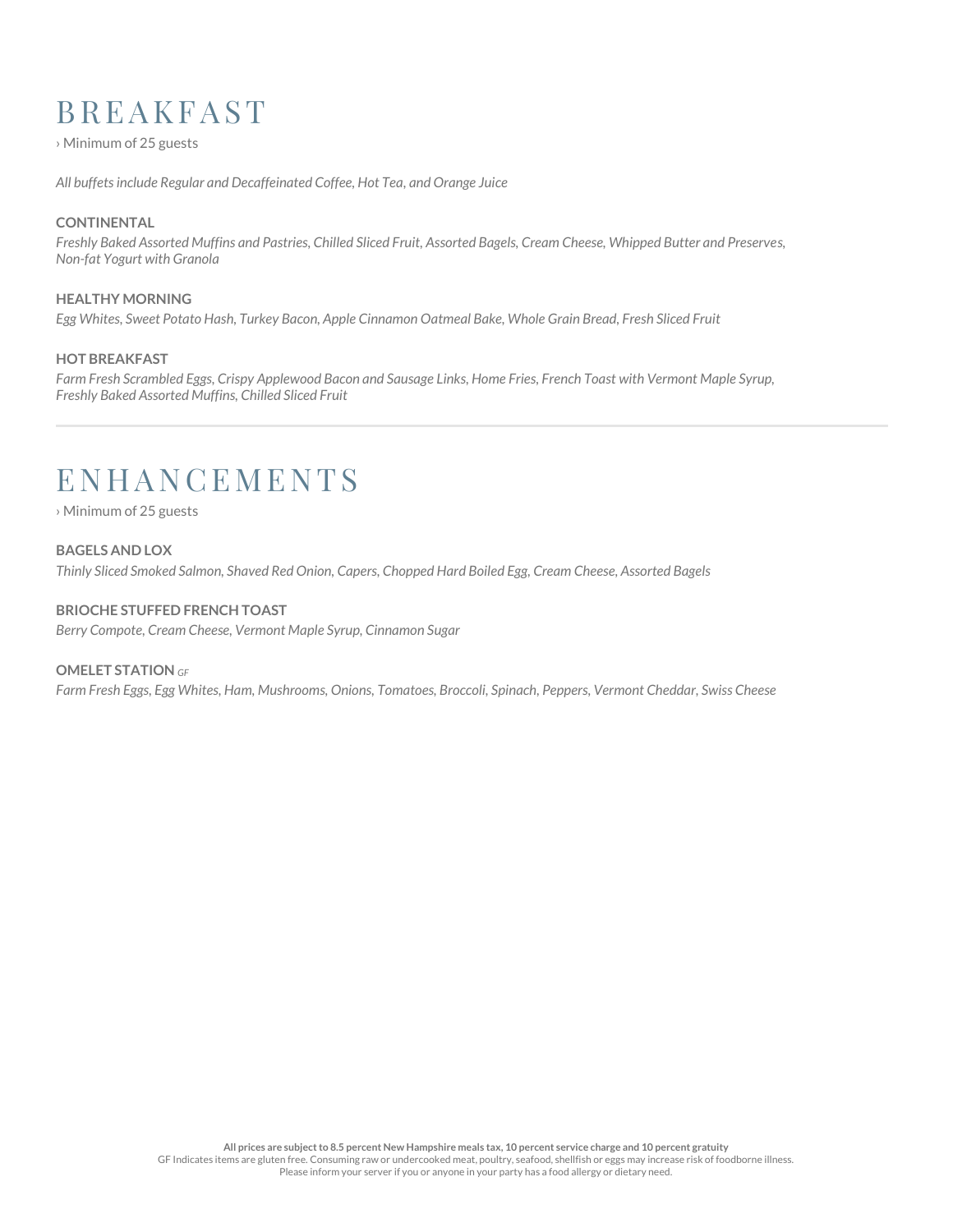# BREAKFAST

› Minimum of 25 guests

*All buffets include Regular and Decaffeinated Coffee, Hot Tea, and Orange Juice*

**CONTINENTAL**
*Freshly Baked Assorted Muffins and Pastries, Chilled Sliced Fruit, Assorted Bagels, Cream Cheese, Whipped Butter and Preserves, Non-fat Yogurt with Granola*

**HEALTHY MORNING**
*Egg Whites, Sweet Potato Hash, Turkey Bacon, Apple Cinnamon Oatmeal Bake, Whole Grain Bread, Fresh Sliced Fruit*

**HOT BREAKFAST**
*Farm Fresh Scrambled Eggs, Crispy Applewood Bacon and Sausage Links, Home Fries, French Toast with Vermont Maple Syrup, Freshly Baked Assorted Muffins, Chilled Sliced Fruit*

---

# ENHANCEMENTS

› Minimum of 25 guests

**BAGELS AND LOX**
*Thinly Sliced Smoked Salmon, Shaved Red Onion, Capers, Chopped Hard Boiled Egg, Cream Cheese, Assorted Bagels*

**BRIOCHE STUFFED FRENCH TOAST**
*Berry Compote, Cream Cheese, Vermont Maple Syrup, Cinnamon Sugar*

**OMELET STATION** *GF*
*Farm Fresh Eggs, Egg Whites, Ham, Mushrooms, Onions, Tomatoes, Broccoli, Spinach, Peppers, Vermont Cheddar, Swiss Cheese*

**All prices are subject to 8.5 percent New Hampshire meals tax, 10 percent service charge and 10 percent gratuity**
GF Indicates items are gluten free. Consuming raw or undercooked meat, poultry, seafood, shellfish or eggs may increase risk of foodborne illness.
Please inform your server if you or anyone in your party has a food allergy or dietary need.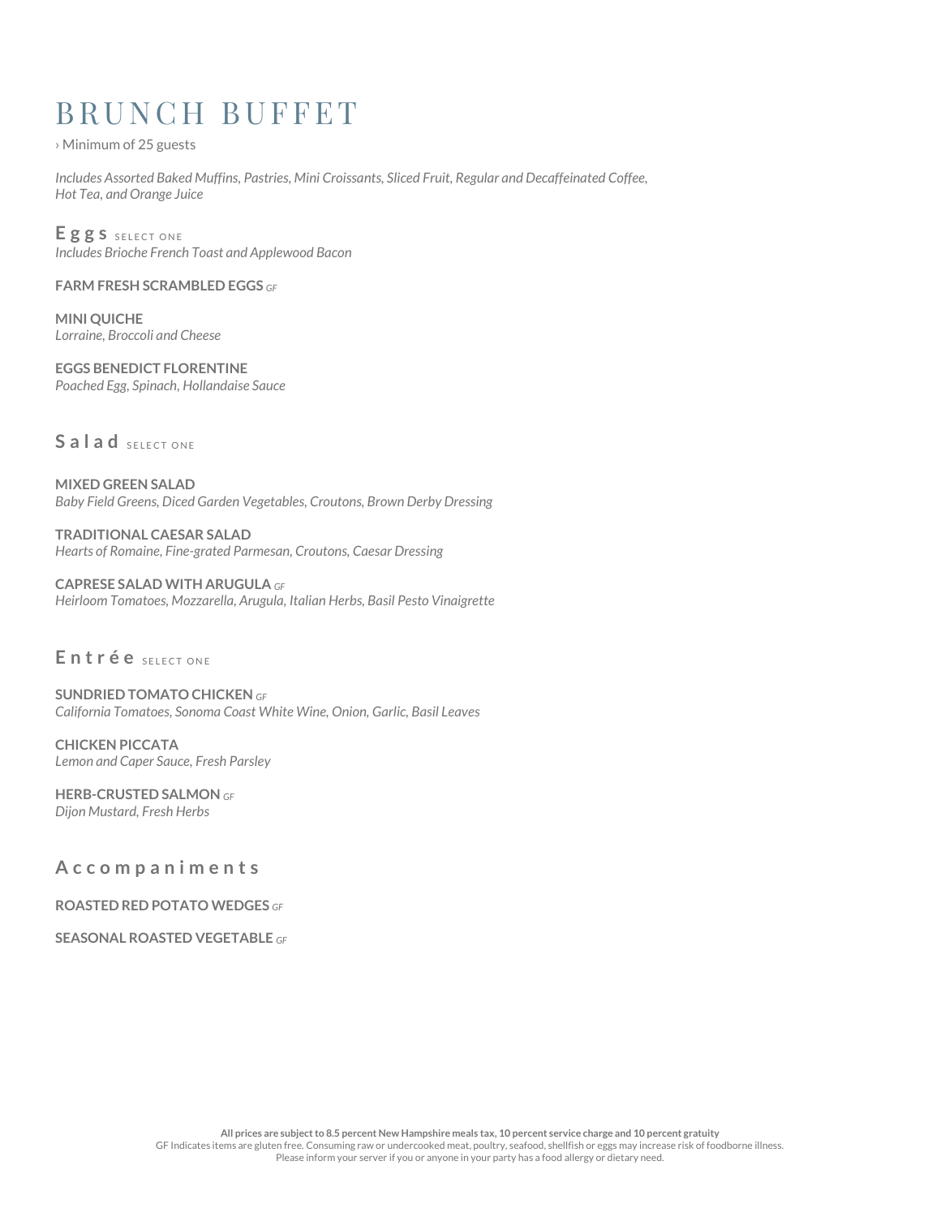# BRUNCH BUFFET

› Minimum of 25 guests

*Includes Assorted Baked Muffins, Pastries, Mini Croissants, Sliced Fruit, Regular and Decaffeinated Coffee, Hot Tea, and Orange Juice*

## Eggs SELECT ONE

*Includes Brioche French Toast and Applewood Bacon*

**FARM FRESH SCRAMBLED EGGS** *GF*

**MINI QUICHE**
*Lorraine, Broccoli and Cheese*

**EGGS BENEDICT FLORENTINE**
*Poached Egg, Spinach, Hollandaise Sauce*

## Salad SELECT ONE

**MIXED GREEN SALAD**
*Baby Field Greens, Diced Garden Vegetables, Croutons, Brown Derby Dressing*

**TRADITIONAL CAESAR SALAD**
*Hearts of Romaine, Fine-grated Parmesan, Croutons, Caesar Dressing*

**CAPRESE SALAD WITH ARUGULA** *GF*
*Heirloom Tomatoes, Mozzarella, Arugula, Italian Herbs, Basil Pesto Vinaigrette*

## Entrée SELECT ONE

**SUNDRIED TOMATO CHICKEN** *GF*
*California Tomatoes, Sonoma Coast White Wine, Onion, Garlic, Basil Leaves*

**CHICKEN PICCATA**
*Lemon and Caper Sauce, Fresh Parsley*

**HERB-CRUSTED SALMON** *GF*
*Dijon Mustard, Fresh Herbs*

## Accompaniments

**ROASTED RED POTATO WEDGES** *GF*

**SEASONAL ROASTED VEGETABLE** *GF*

**All prices are subject to 8.5 percent New Hampshire meals tax, 10 percent service charge and 10 percent gratuity**
GF Indicates items are gluten free. Consuming raw or undercooked meat, poultry, seafood, shellfish or eggs may increase risk of foodborne illness.
Please inform your server if you or anyone in your party has a food allergy or dietary need.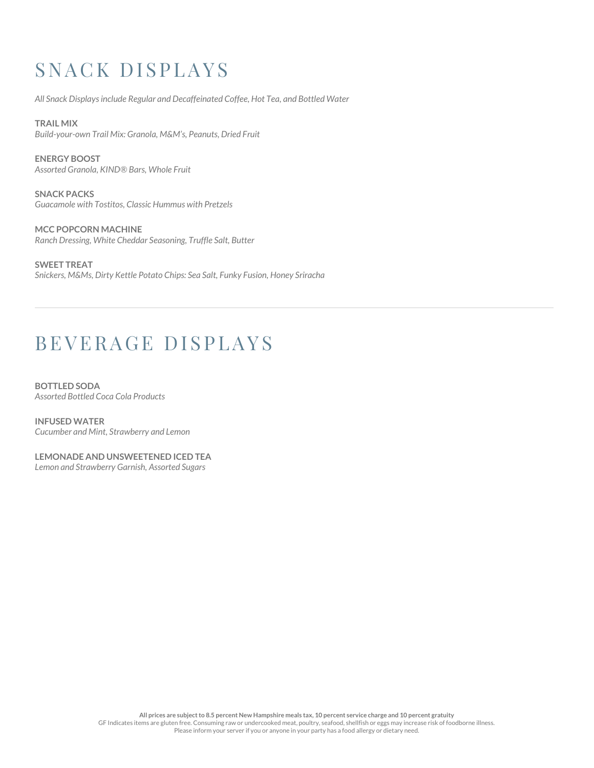# SNACK DISPLAYS

*All Snack Displays include Regular and Decaffeinated Coffee, Hot Tea, and Bottled Water*

**TRAIL MIX**
*Build-your-own Trail Mix: Granola, M&M's, Peanuts, Dried Fruit*

**ENERGY BOOST**
*Assorted Granola, KIND® Bars, Whole Fruit*

**SNACK PACKS**
*Guacamole with Tostitos, Classic Hummus with Pretzels*

**MCC POPCORN MACHINE**
*Ranch Dressing, White Cheddar Seasoning, Truffle Salt, Butter*

**SWEET TREAT**
*Snickers, M&Ms, Dirty Kettle Potato Chips: Sea Salt, Funky Fusion, Honey Sriracha*

---

# BEVERAGE DISPLAYS

**BOTTLED SODA**
*Assorted Bottled Coca Cola Products*

**INFUSED WATER**
*Cucumber and Mint, Strawberry and Lemon*

**LEMONADE AND UNSWEETENED ICED TEA**
*Lemon and Strawberry Garnish, Assorted Sugars*

**All prices are subject to 8.5 percent New Hampshire meals tax, 10 percent service charge and 10 percent gratuity**
GF Indicates items are gluten free. Consuming raw or undercooked meat, poultry, seafood, shellfish or eggs may increase risk of foodborne illness.
Please inform your server if you or anyone in your party has a food allergy or dietary need.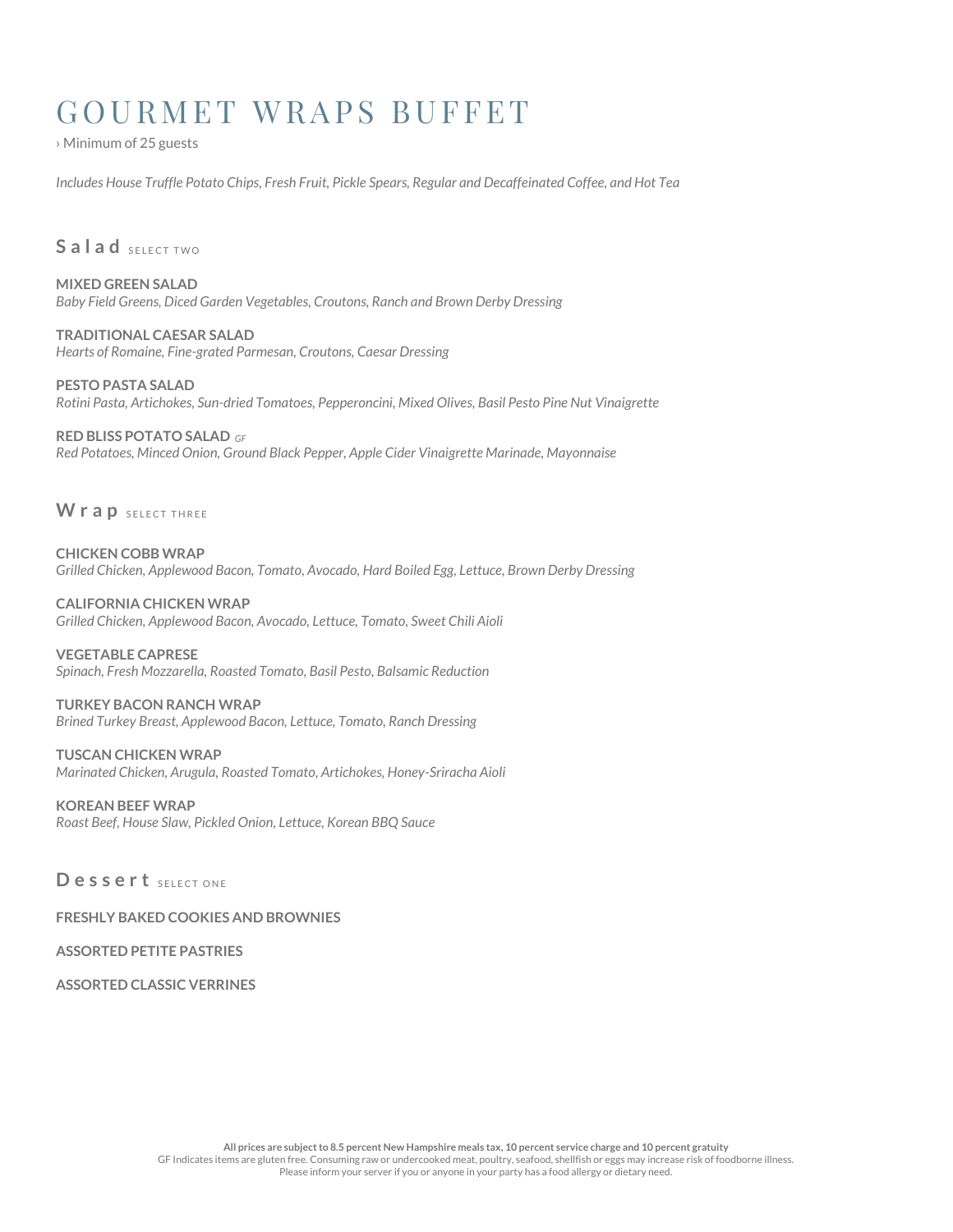# GOURMET WRAPS BUFFET

› Minimum of 25 guests

*Includes House Truffle Potato Chips, Fresh Fruit, Pickle Spears, Regular and Decaffeinated Coffee, and Hot Tea*

## Salad SELECT TWO

**MIXED GREEN SALAD**
*Baby Field Greens, Diced Garden Vegetables, Croutons, Ranch and Brown Derby Dressing*

**TRADITIONAL CAESAR SALAD**
*Hearts of Romaine, Fine-grated Parmesan, Croutons, Caesar Dressing*

**PESTO PASTA SALAD**
*Rotini Pasta, Artichokes, Sun-dried Tomatoes, Pepperoncini, Mixed Olives, Basil Pesto Pine Nut Vinaigrette*

**RED BLISS POTATO SALAD** *GF*
*Red Potatoes, Minced Onion, Ground Black Pepper, Apple Cider Vinaigrette Marinade, Mayonnaise*

## Wrap SELECT THREE

**CHICKEN COBB WRAP**
*Grilled Chicken, Applewood Bacon, Tomato, Avocado, Hard Boiled Egg, Lettuce, Brown Derby Dressing*

**CALIFORNIA CHICKEN WRAP**
*Grilled Chicken, Applewood Bacon, Avocado, Lettuce, Tomato, Sweet Chili Aioli*

**VEGETABLE CAPRESE**
*Spinach, Fresh Mozzarella, Roasted Tomato, Basil Pesto, Balsamic Reduction*

**TURKEY BACON RANCH WRAP**
*Brined Turkey Breast, Applewood Bacon, Lettuce, Tomato, Ranch Dressing*

**TUSCAN CHICKEN WRAP**
*Marinated Chicken, Arugula, Roasted Tomato, Artichokes, Honey-Sriracha Aioli*

**KOREAN BEEF WRAP**
*Roast Beef, House Slaw, Pickled Onion, Lettuce, Korean BBQ Sauce*

## Dessert SELECT ONE

**FRESHLY BAKED COOKIES AND BROWNIES**

**ASSORTED PETITE PASTRIES**

**ASSORTED CLASSIC VERRINES**

**All prices are subject to 8.5 percent New Hampshire meals tax, 10 percent service charge and 10 percent gratuity**
GF Indicates items are gluten free. Consuming raw or undercooked meat, poultry, seafood, shellfish or eggs may increase risk of foodborne illness.
Please inform your server if you or anyone in your party has a food allergy or dietary need.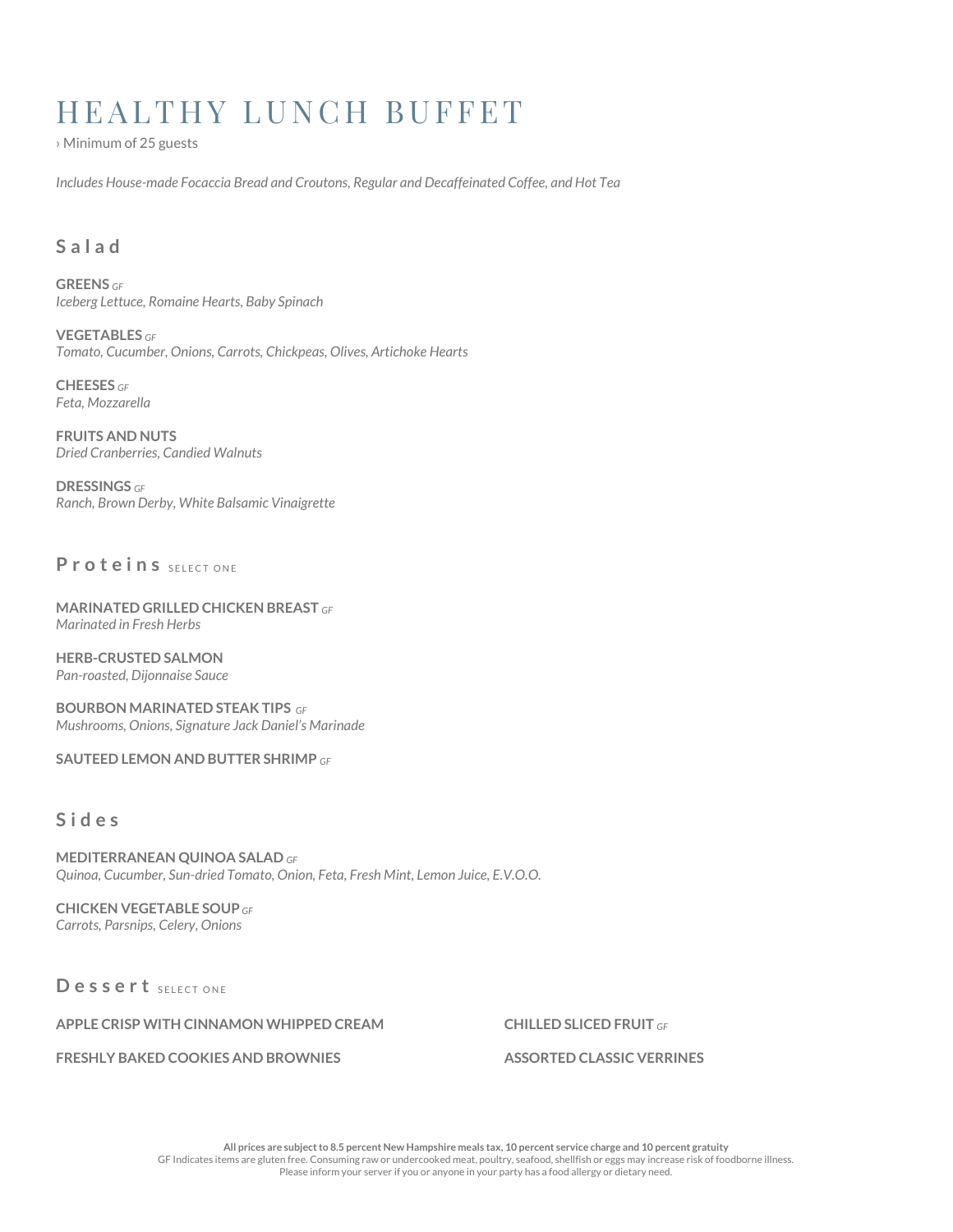# HEALTHY LUNCH BUFFET

› Minimum of 25 guests

*Includes House-made Focaccia Bread and Croutons, Regular and Decaffeinated Coffee, and Hot Tea*

## Salad

**GREENS** *GF*
*Iceberg Lettuce, Romaine Hearts, Baby Spinach*

**VEGETABLES** *GF*
*Tomato, Cucumber, Onions, Carrots, Chickpeas, Olives, Artichoke Hearts*

**CHEESES** *GF*
*Feta, Mozzarella*

**FRUITS AND NUTS**
*Dried Cranberries, Candied Walnuts*

**DRESSINGS** *GF*
*Ranch, Brown Derby, White Balsamic Vinaigrette*

## Proteins SELECT ONE

**MARINATED GRILLED CHICKEN BREAST** *GF*
*Marinated in Fresh Herbs*

**HERB-CRUSTED SALMON**
*Pan-roasted, Dijonnaise Sauce*

**BOURBON MARINATED STEAK TIPS** *GF*
*Mushrooms, Onions, Signature Jack Daniel's Marinade*

**SAUTEED LEMON AND BUTTER SHRIMP** *GF*

## Sides

**MEDITERRANEAN QUINOA SALAD** *GF*
*Quinoa, Cucumber, Sun-dried Tomato, Onion, Feta, Fresh Mint, Lemon Juice, E.V.O.O.*

**CHICKEN VEGETABLE SOUP** *GF*
*Carrots, Parsnips, Celery, Onions*

## Dessert SELECT ONE

**APPLE CRISP WITH CINNAMON WHIPPED CREAM**

**FRESHLY BAKED COOKIES AND BROWNIES**

**CHILLED SLICED FRUIT** *GF*

**ASSORTED CLASSIC VERRINES**

**All prices are subject to 8.5 percent New Hampshire meals tax, 10 percent service charge and 10 percent gratuity**
GF Indicates items are gluten free. Consuming raw or undercooked meat, poultry, seafood, shellfish or eggs may increase risk of foodborne illness.
Please inform your server if you or anyone in your party has a food allergy or dietary need.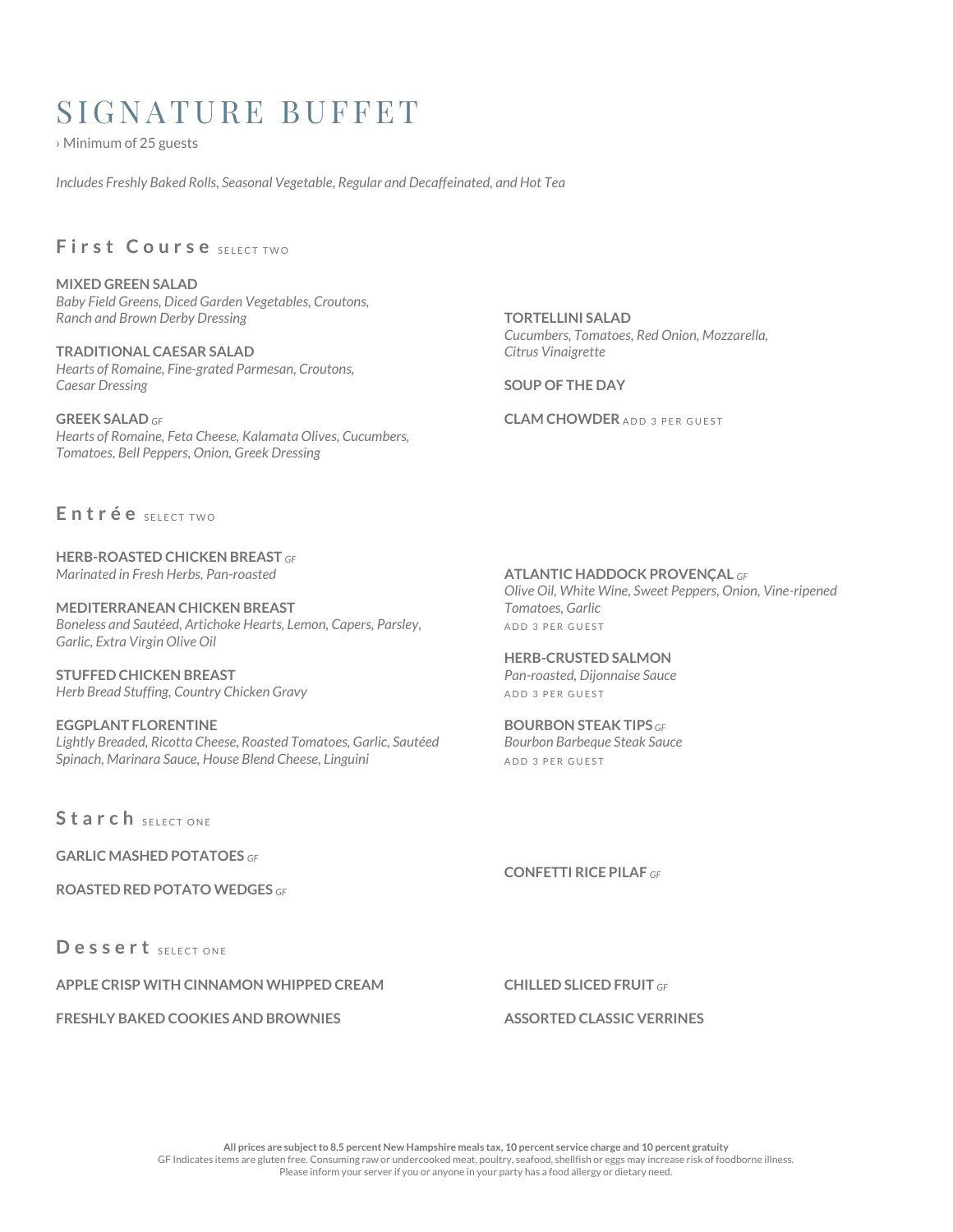# SIGNATURE BUFFET

› Minimum of 25 guests

*Includes Freshly Baked Rolls, Seasonal Vegetable, Regular and Decaffeinated, and Hot Tea*

## First Course SELECT TWO

**MIXED GREEN SALAD**
*Baby Field Greens, Diced Garden Vegetables, Croutons, Ranch and Brown Derby Dressing*

**TRADITIONAL CAESAR SALAD**
*Hearts of Romaine, Fine-grated Parmesan, Croutons, Caesar Dressing*

**GREEK SALAD** *GF*
*Hearts of Romaine, Feta Cheese, Kalamata Olives, Cucumbers, Tomatoes, Bell Peppers, Onion, Greek Dressing*

**TORTELLINI SALAD**
*Cucumbers, Tomatoes, Red Onion, Mozzarella, Citrus Vinaigrette*

**SOUP OF THE DAY**

**CLAM CHOWDER** ADD 3 PER GUEST

## Entrée SELECT TWO

**HERB-ROASTED CHICKEN BREAST** *GF*
*Marinated in Fresh Herbs, Pan-roasted*

**MEDITERRANEAN CHICKEN BREAST**
*Boneless and Sautéed, Artichoke Hearts, Lemon, Capers, Parsley, Garlic, Extra Virgin Olive Oil*

**STUFFED CHICKEN BREAST**
*Herb Bread Stuffing, Country Chicken Gravy*

**EGGPLANT FLORENTINE**
*Lightly Breaded, Ricotta Cheese, Roasted Tomatoes, Garlic, Sautéed Spinach, Marinara Sauce, House Blend Cheese, Linguini*

**ATLANTIC HADDOCK PROVENÇAL** *GF*
*Olive Oil, White Wine, Sweet Peppers, Onion, Vine-ripened Tomatoes, Garlic*
ADD 3 PER GUEST

**HERB-CRUSTED SALMON**
*Pan-roasted, Dijonnaise Sauce*
ADD 3 PER GUEST

**BOURBON STEAK TIPS** *GF*
*Bourbon Barbeque Steak Sauce*
ADD 3 PER GUEST

## Starch SELECT ONE

**GARLIC MASHED POTATOES** *GF*

**ROASTED RED POTATO WEDGES** *GF*

**CONFETTI RICE PILAF** *GF*

## Dessert SELECT ONE

**APPLE CRISP WITH CINNAMON WHIPPED CREAM**

**FRESHLY BAKED COOKIES AND BROWNIES**

**CHILLED SLICED FRUIT** *GF*

**ASSORTED CLASSIC VERRINES**

**All prices are subject to 8.5 percent New Hampshire meals tax, 10 percent service charge and 10 percent gratuity**
GF Indicates items are gluten free. Consuming raw or undercooked meat, poultry, seafood, shellfish or eggs may increase risk of foodborne illness.
Please inform your server if you or anyone in your party has a food allergy or dietary need.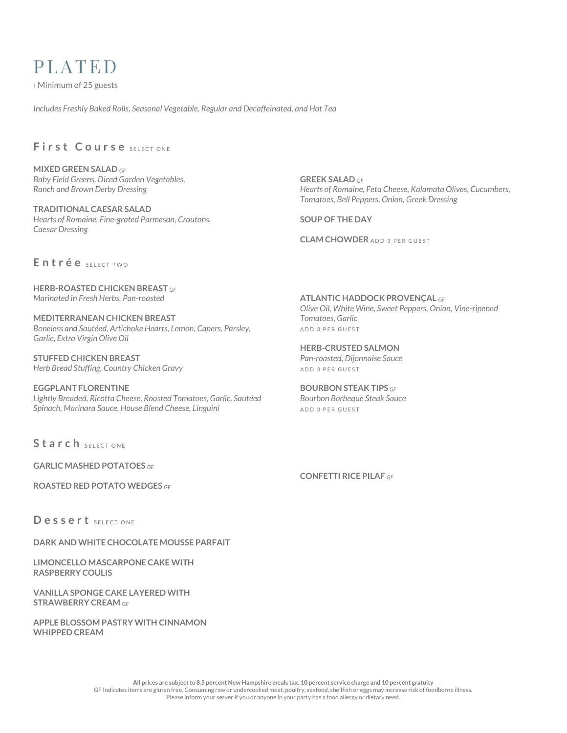# PLATED

› Minimum of 25 guests

*Includes Freshly Baked Rolls, Seasonal Vegetable, Regular and Decaffeinated, and Hot Tea*

## First Course SELECT ONE

**MIXED GREEN SALAD** *GF*
*Baby Field Greens, Diced Garden Vegetables, Ranch and Brown Derby Dressing*

**TRADITIONAL CAESAR SALAD**
*Hearts of Romaine, Fine-grated Parmesan, Croutons, Caesar Dressing*

**GREEK SALAD** *GF*
*Hearts of Romaine, Feta Cheese, Kalamata Olives, Cucumbers, Tomatoes, Bell Peppers, Onion, Greek Dressing*

**SOUP OF THE DAY**

**CLAM CHOWDER** ADD 3 PER GUEST

## Entrée SELECT TWO

**HERB-ROASTED CHICKEN BREAST** *GF*
*Marinated in Fresh Herbs, Pan-roasted*

**MEDITERRANEAN CHICKEN BREAST**
*Boneless and Sautéed, Artichoke Hearts, Lemon, Capers, Parsley, Garlic, Extra Virgin Olive Oil*

**STUFFED CHICKEN BREAST**
*Herb Bread Stuffing, Country Chicken Gravy*

**EGGPLANT FLORENTINE**
*Lightly Breaded, Ricotta Cheese, Roasted Tomatoes, Garlic, Sautéed Spinach, Marinara Sauce, House Blend Cheese, Linguini*

**ATLANTIC HADDOCK PROVENÇAL** *GF*
*Olive Oil, White Wine, Sweet Peppers, Onion, Vine-ripened Tomatoes, Garlic*
ADD 3 PER GUEST

**HERB-CRUSTED SALMON**
*Pan-roasted, Dijonnaise Sauce*
ADD 3 PER GUEST

**BOURBON STEAK TIPS** *GF*
*Bourbon Barbeque Steak Sauce*
ADD 3 PER GUEST

## Starch SELECT ONE

**GARLIC MASHED POTATOES** *GF*

**ROASTED RED POTATO WEDGES** *GF*

**CONFETTI RICE PILAF** *GF*

## Dessert SELECT ONE

**DARK AND WHITE CHOCOLATE MOUSSE PARFAIT**

**LIMONCELLO MASCARPONE CAKE WITH RASPBERRY COULIS**

**VANILLA SPONGE CAKE LAYERED WITH STRAWBERRY CREAM** *GF*

**APPLE BLOSSOM PASTRY WITH CINNAMON WHIPPED CREAM**

**All prices are subject to 8.5 percent New Hampshire meals tax, 10 percent service charge and 10 percent gratuity**
GF Indicates items are gluten free. Consuming raw or undercooked meat, poultry, seafood, shellfish or eggs may increase risk of foodborne illness.
Please inform your server if you or anyone in your party has a food allergy or dietary need.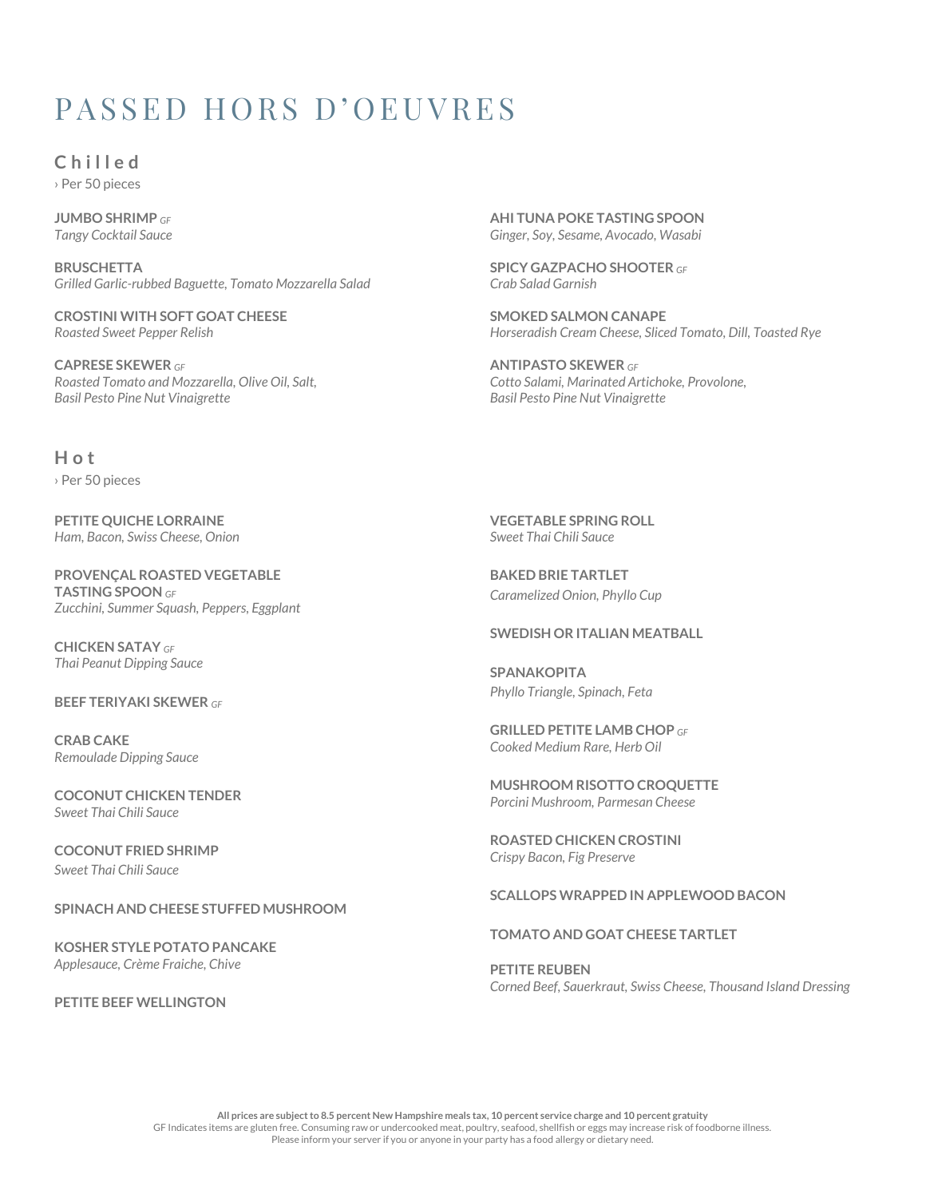# PASSED HORS D'OEUVRES

## Chilled

› Per 50 pieces

**JUMBO SHRIMP** GF
*Tangy Cocktail Sauce*

**BRUSCHETTA**
*Grilled Garlic-rubbed Baguette, Tomato Mozzarella Salad*

**CROSTINI WITH SOFT GOAT CHEESE**
*Roasted Sweet Pepper Relish*

**CAPRESE SKEWER** GF
*Roasted Tomato and Mozzarella, Olive Oil, Salt, Basil Pesto Pine Nut Vinaigrette*

**AHI TUNA POKE TASTING SPOON**
*Ginger, Soy, Sesame, Avocado, Wasabi*

**SPICY GAZPACHO SHOOTER** GF
*Crab Salad Garnish*

**SMOKED SALMON CANAPE**
*Horseradish Cream Cheese, Sliced Tomato, Dill, Toasted Rye*

**ANTIPASTO SKEWER** GF
*Cotto Salami, Marinated Artichoke, Provolone, Basil Pesto Pine Nut Vinaigrette*

## Hot

› Per 50 pieces

**PETITE QUICHE LORRAINE**
*Ham, Bacon, Swiss Cheese, Onion*

**PROVENÇAL ROASTED VEGETABLE TASTING SPOON** GF
*Zucchini, Summer Squash, Peppers, Eggplant*

**CHICKEN SATAY** GF
*Thai Peanut Dipping Sauce*

**BEEF TERIYAKI SKEWER** GF

**CRAB CAKE**
*Remoulade Dipping Sauce*

**COCONUT CHICKEN TENDER**
*Sweet Thai Chili Sauce*

**COCONUT FRIED SHRIMP**
*Sweet Thai Chili Sauce*

**SPINACH AND CHEESE STUFFED MUSHROOM**

**KOSHER STYLE POTATO PANCAKE**
*Applesauce, Crème Fraiche, Chive*

**PETITE BEEF WELLINGTON**

**VEGETABLE SPRING ROLL**
*Sweet Thai Chili Sauce*

**BAKED BRIE TARTLET**
*Caramelized Onion, Phyllo Cup*

**SWEDISH OR ITALIAN MEATBALL**

**SPANAKOPITA**
*Phyllo Triangle, Spinach, Feta*

**GRILLED PETITE LAMB CHOP** GF
*Cooked Medium Rare, Herb Oil*

**MUSHROOM RISOTTO CROQUETTE**
*Porcini Mushroom, Parmesan Cheese*

**ROASTED CHICKEN CROSTINI**
*Crispy Bacon, Fig Preserve*

**SCALLOPS WRAPPED IN APPLEWOOD BACON**

**TOMATO AND GOAT CHEESE TARTLET**

**PETITE REUBEN**
*Corned Beef, Sauerkraut, Swiss Cheese, Thousand Island Dressing*

**All prices are subject to 8.5 percent New Hampshire meals tax, 10 percent service charge and 10 percent gratuity**
GF Indicates items are gluten free. Consuming raw or undercooked meat, poultry, seafood, shellfish or eggs may increase risk of foodborne illness.
Please inform your server if you or anyone in your party has a food allergy or dietary need.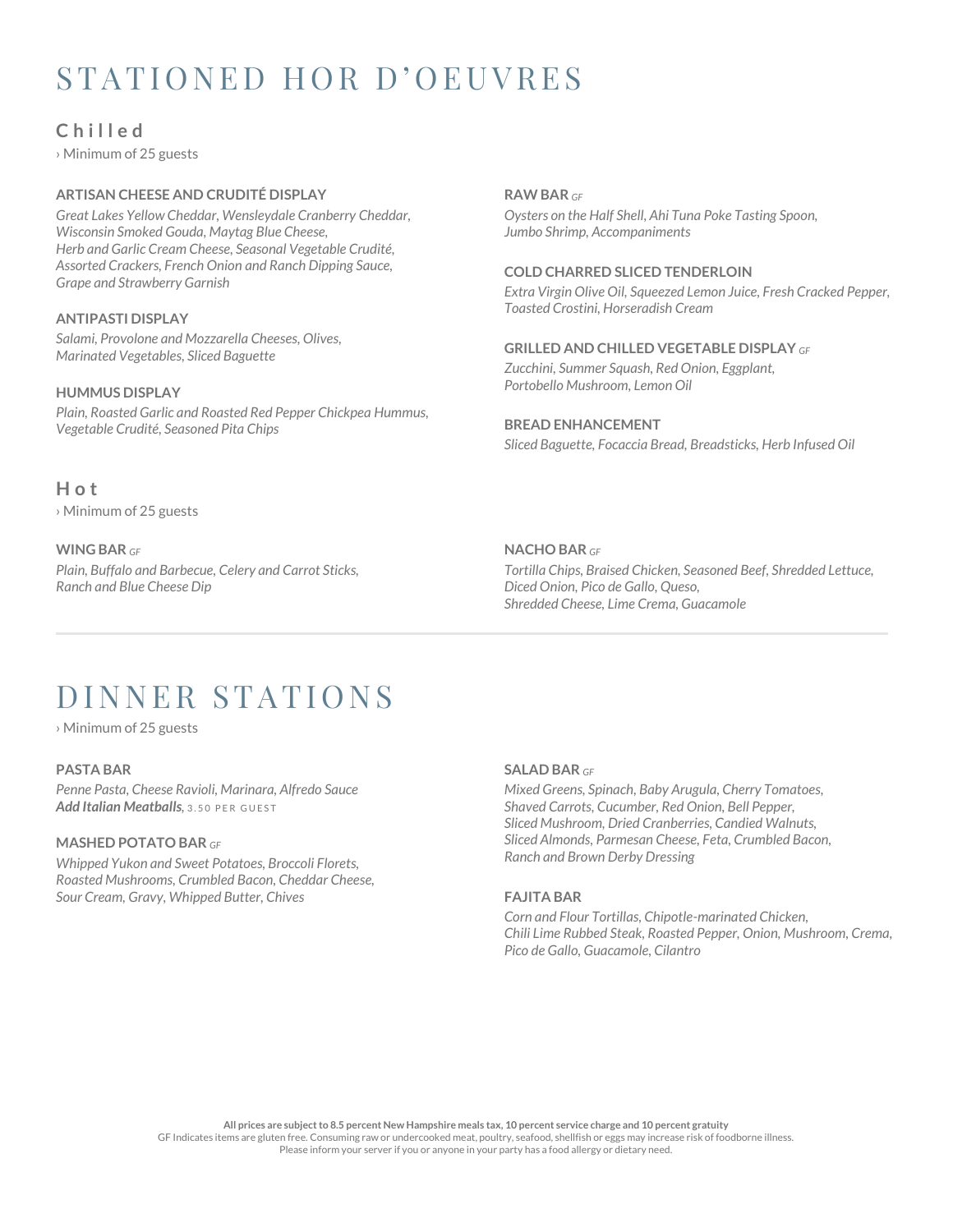# STATIONED HOR D'OEUVRES

## Chilled

› Minimum of 25 guests

### ARTISAN CHEESE AND CRUDITÉ DISPLAY

*Great Lakes Yellow Cheddar, Wensleydale Cranberry Cheddar, Wisconsin Smoked Gouda, Maytag Blue Cheese, Herb and Garlic Cream Cheese, Seasonal Vegetable Crudité, Assorted Crackers, French Onion and Ranch Dipping Sauce, Grape and Strawberry Garnish*

### ANTIPASTI DISPLAY

*Salami, Provolone and Mozzarella Cheeses, Olives, Marinated Vegetables, Sliced Baguette*

### HUMMUS DISPLAY

*Plain, Roasted Garlic and Roasted Red Pepper Chickpea Hummus, Vegetable Crudité, Seasoned Pita Chips*

### RAW BAR *GF*

*Oysters on the Half Shell, Ahi Tuna Poke Tasting Spoon, Jumbo Shrimp, Accompaniments*

### COLD CHARRED SLICED TENDERLOIN

*Extra Virgin Olive Oil, Squeezed Lemon Juice, Fresh Cracked Pepper, Toasted Crostini, Horseradish Cream*

### GRILLED AND CHILLED VEGETABLE DISPLAY *GF*

*Zucchini, Summer Squash, Red Onion, Eggplant, Portobello Mushroom, Lemon Oil*

### BREAD ENHANCEMENT

*Sliced Baguette, Focaccia Bread, Breadsticks, Herb Infused Oil*

## Hot

› Minimum of 25 guests

### WING BAR *GF*

*Plain, Buffalo and Barbecue, Celery and Carrot Sticks, Ranch and Blue Cheese Dip*

### NACHO BAR *GF*

*Tortilla Chips, Braised Chicken, Seasoned Beef, Shredded Lettuce, Diced Onion, Pico de Gallo, Queso, Shredded Cheese, Lime Crema, Guacamole*

---

# DINNER STATIONS

› Minimum of 25 guests

### PASTA BAR

*Penne Pasta, Cheese Ravioli, Marinara, Alfredo Sauce*
***Add Italian Meatballs**, 3.50 PER GUEST*

### MASHED POTATO BAR *GF*

*Whipped Yukon and Sweet Potatoes, Broccoli Florets, Roasted Mushrooms, Crumbled Bacon, Cheddar Cheese, Sour Cream, Gravy, Whipped Butter, Chives*

### SALAD BAR *GF*

*Mixed Greens, Spinach, Baby Arugula, Cherry Tomatoes, Shaved Carrots, Cucumber, Red Onion, Bell Pepper, Sliced Mushroom, Dried Cranberries, Candied Walnuts, Sliced Almonds, Parmesan Cheese, Feta, Crumbled Bacon, Ranch and Brown Derby Dressing*

### FAJITA BAR

*Corn and Flour Tortillas, Chipotle-marinated Chicken, Chili Lime Rubbed Steak, Roasted Pepper, Onion, Mushroom, Crema, Pico de Gallo, Guacamole, Cilantro*

**All prices are subject to 8.5 percent New Hampshire meals tax, 10 percent service charge and 10 percent gratuity**
GF Indicates items are gluten free. Consuming raw or undercooked meat, poultry, seafood, shellfish or eggs may increase risk of foodborne illness.
Please inform your server if you or anyone in your party has a food allergy or dietary need.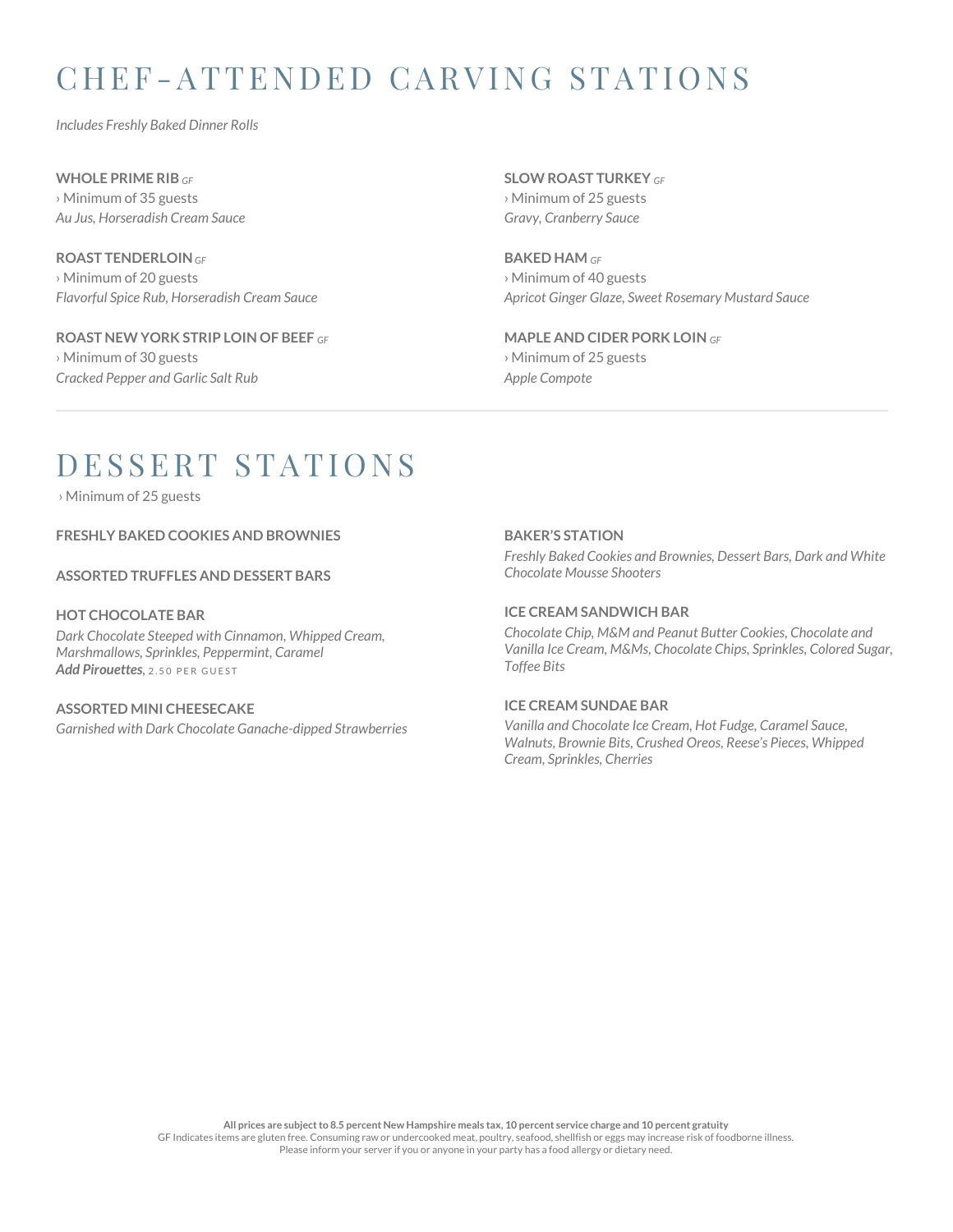# CHEF-ATTENDED CARVING STATIONS

*Includes Freshly Baked Dinner Rolls*

**WHOLE PRIME RIB** *GF*
› Minimum of 35 guests
*Au Jus, Horseradish Cream Sauce*

**ROAST TENDERLOIN** *GF*
› Minimum of 20 guests
*Flavorful Spice Rub, Horseradish Cream Sauce*

**ROAST NEW YORK STRIP LOIN OF BEEF** *GF*
› Minimum of 30 guests
*Cracked Pepper and Garlic Salt Rub*

**SLOW ROAST TURKEY** *GF*
› Minimum of 25 guests
*Gravy, Cranberry Sauce*

**BAKED HAM** *GF*
› Minimum of 40 guests
*Apricot Ginger Glaze, Sweet Rosemary Mustard Sauce*

**MAPLE AND CIDER PORK LOIN** *GF*
› Minimum of 25 guests
*Apple Compote*

---

# DESSERT STATIONS

› Minimum of 25 guests

**FRESHLY BAKED COOKIES AND BROWNIES**

**ASSORTED TRUFFLES AND DESSERT BARS**

**HOT CHOCOLATE BAR**
*Dark Chocolate Steeped with Cinnamon, Whipped Cream, Marshmallows, Sprinkles, Peppermint, Caramel*
***Add Pirouettes,*** 2.50 PER GUEST

**ASSORTED MINI CHEESECAKE**
*Garnished with Dark Chocolate Ganache-dipped Strawberries*

**BAKER'S STATION**
*Freshly Baked Cookies and Brownies, Dessert Bars, Dark and White Chocolate Mousse Shooters*

**ICE CREAM SANDWICH BAR**
*Chocolate Chip, M&M and Peanut Butter Cookies, Chocolate and Vanilla Ice Cream, M&Ms, Chocolate Chips, Sprinkles, Colored Sugar, Toffee Bits*

**ICE CREAM SUNDAE BAR**
*Vanilla and Chocolate Ice Cream, Hot Fudge, Caramel Sauce, Walnuts, Brownie Bits, Crushed Oreos, Reese's Pieces, Whipped Cream, Sprinkles, Cherries*

**All prices are subject to 8.5 percent New Hampshire meals tax, 10 percent service charge and 10 percent gratuity**
GF Indicates items are gluten free. Consuming raw or undercooked meat, poultry, seafood, shellfish or eggs may increase risk of foodborne illness.
Please inform your server if you or anyone in your party has a food allergy or dietary need.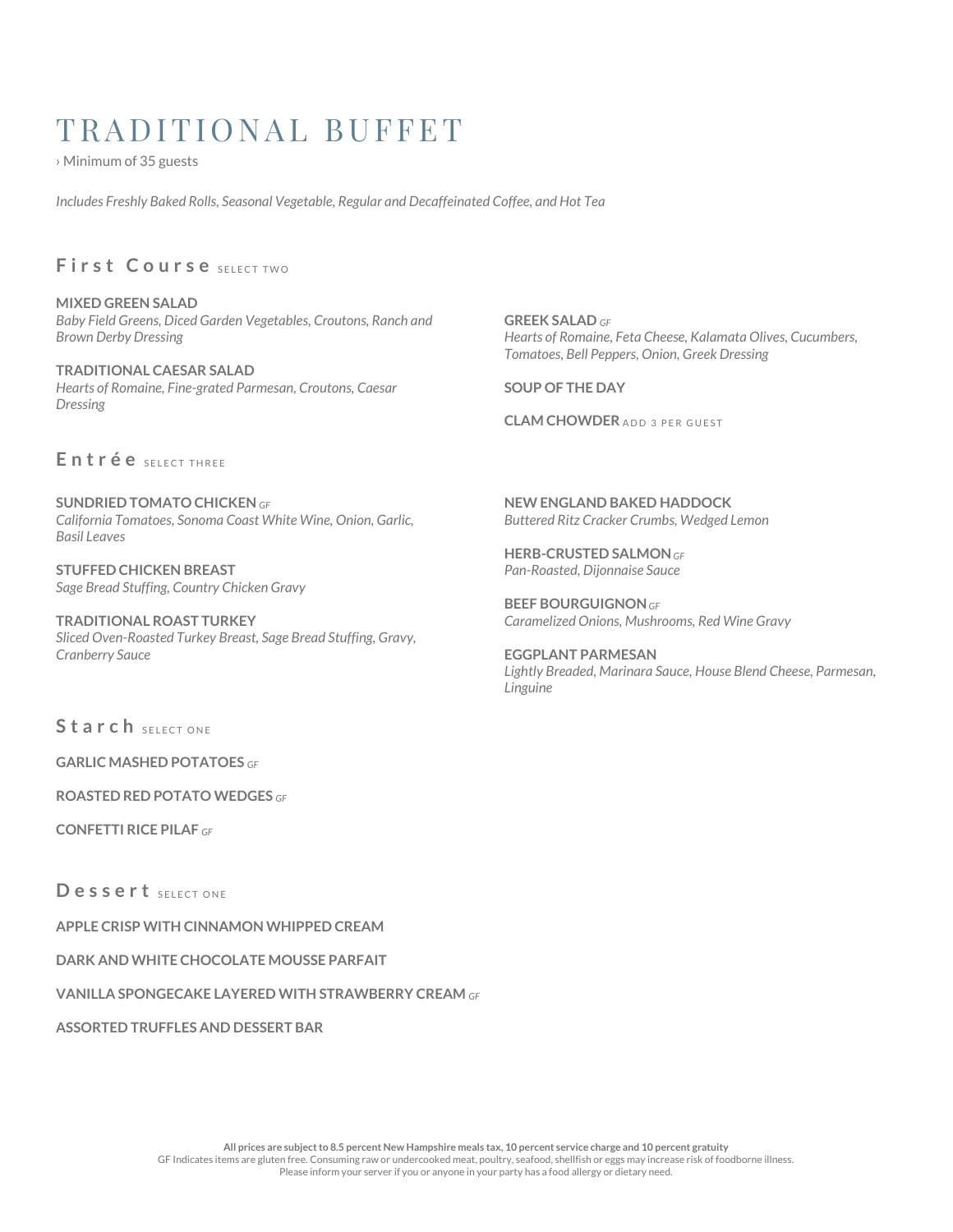# TRADITIONAL BUFFET

› Minimum of 35 guests

*Includes Freshly Baked Rolls, Seasonal Vegetable, Regular and Decaffeinated Coffee, and Hot Tea*

## First Course SELECT TWO

**MIXED GREEN SALAD**
*Baby Field Greens, Diced Garden Vegetables, Croutons, Ranch and Brown Derby Dressing*

**TRADITIONAL CAESAR SALAD**
*Hearts of Romaine, Fine-grated Parmesan, Croutons, Caesar Dressing*

**GREEK SALAD** GF
*Hearts of Romaine, Feta Cheese, Kalamata Olives, Cucumbers, Tomatoes, Bell Peppers, Onion, Greek Dressing*

**SOUP OF THE DAY**

**CLAM CHOWDER** ADD 3 PER GUEST

## Entrée SELECT THREE

**SUNDRIED TOMATO CHICKEN** GF
*California Tomatoes, Sonoma Coast White Wine, Onion, Garlic, Basil Leaves*

**STUFFED CHICKEN BREAST**
*Sage Bread Stuffing, Country Chicken Gravy*

**TRADITIONAL ROAST TURKEY**
*Sliced Oven-Roasted Turkey Breast, Sage Bread Stuffing, Gravy, Cranberry Sauce*

**NEW ENGLAND BAKED HADDOCK**
*Buttered Ritz Cracker Crumbs, Wedged Lemon*

**HERB-CRUSTED SALMON** GF
*Pan-Roasted, Dijonnaise Sauce*

**BEEF BOURGUIGNON** GF
*Caramelized Onions, Mushrooms, Red Wine Gravy*

**EGGPLANT PARMESAN**
*Lightly Breaded, Marinara Sauce, House Blend Cheese, Parmesan, Linguine*

## Starch SELECT ONE

**GARLIC MASHED POTATOES** GF

**ROASTED RED POTATO WEDGES** GF

**CONFETTI RICE PILAF** GF

## Dessert SELECT ONE

**APPLE CRISP WITH CINNAMON WHIPPED CREAM**

**DARK AND WHITE CHOCOLATE MOUSSE PARFAIT**

**VANILLA SPONGECAKE LAYERED WITH STRAWBERRY CREAM** GF

**ASSORTED TRUFFLES AND DESSERT BAR**

**All prices are subject to 8.5 percent New Hampshire meals tax, 10 percent service charge and 10 percent gratuity**
GF Indicates items are gluten free. Consuming raw or undercooked meat, poultry, seafood, shellfish or eggs may increase risk of foodborne illness.
Please inform your server if you or anyone in your party has a food allergy or dietary need.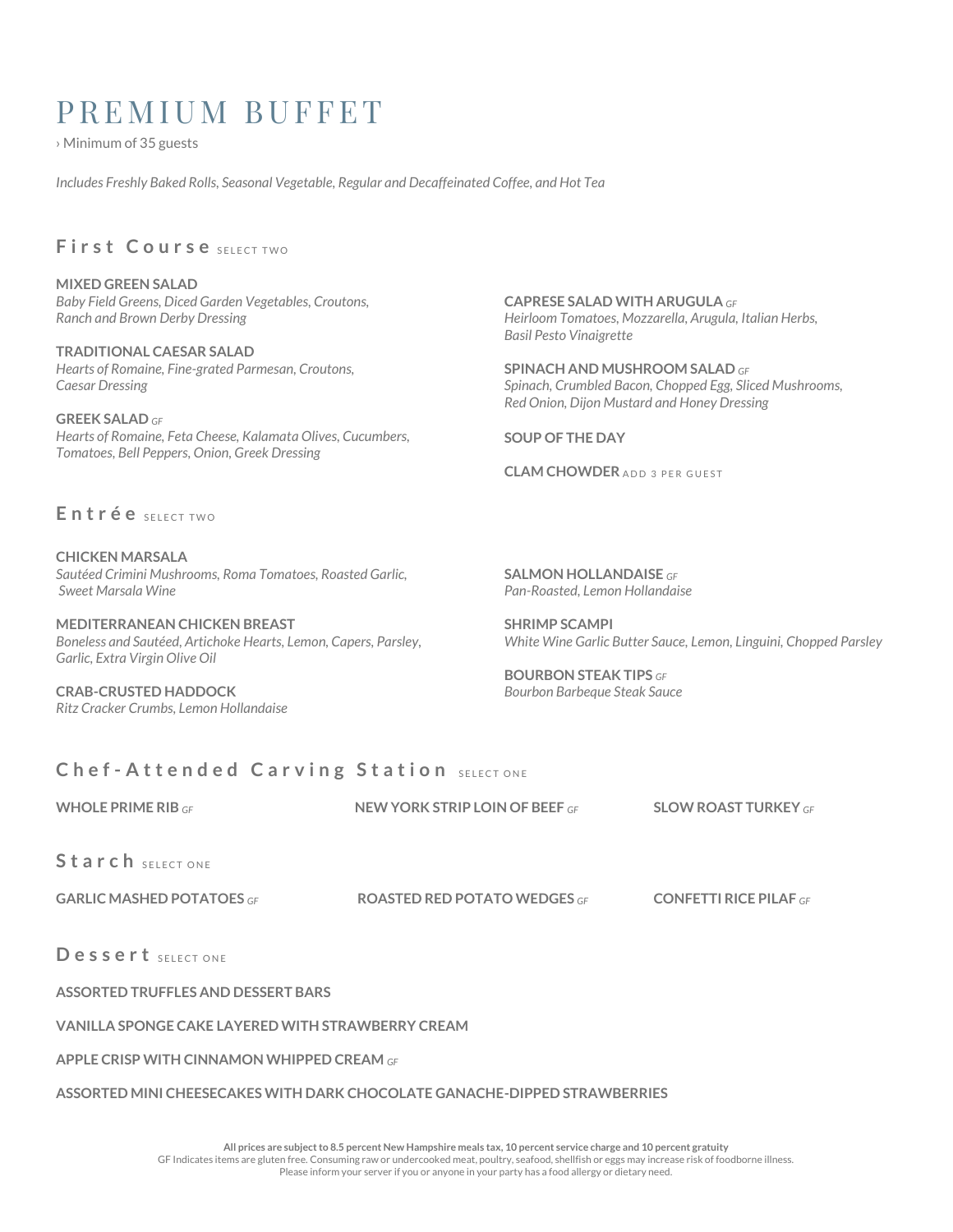# PREMIUM BUFFET

› Minimum of 35 guests

*Includes Freshly Baked Rolls, Seasonal Vegetable, Regular and Decaffeinated Coffee, and Hot Tea*

## First Course SELECT TWO

**MIXED GREEN SALAD**
*Baby Field Greens, Diced Garden Vegetables, Croutons, Ranch and Brown Derby Dressing*

**TRADITIONAL CAESAR SALAD**
*Hearts of Romaine, Fine-grated Parmesan, Croutons, Caesar Dressing*

**GREEK SALAD** *GF*
*Hearts of Romaine, Feta Cheese, Kalamata Olives, Cucumbers, Tomatoes, Bell Peppers, Onion, Greek Dressing*

**CAPRESE SALAD WITH ARUGULA** *GF*
*Heirloom Tomatoes, Mozzarella, Arugula, Italian Herbs, Basil Pesto Vinaigrette*

**SPINACH AND MUSHROOM SALAD** *GF*
*Spinach, Crumbled Bacon, Chopped Egg, Sliced Mushrooms, Red Onion, Dijon Mustard and Honey Dressing*

**SOUP OF THE DAY**

**CLAM CHOWDER** ADD 3 PER GUEST

## Entrée SELECT TWO

**CHICKEN MARSALA**
*Sautéed Crimini Mushrooms, Roma Tomatoes, Roasted Garlic, Sweet Marsala Wine*

**MEDITERRANEAN CHICKEN BREAST**
*Boneless and Sautéed, Artichoke Hearts, Lemon, Capers, Parsley, Garlic, Extra Virgin Olive Oil*

**CRAB-CRUSTED HADDOCK**
*Ritz Cracker Crumbs, Lemon Hollandaise*

**SALMON HOLLANDAISE** *GF*
*Pan-Roasted, Lemon Hollandaise*

**SHRIMP SCAMPI**
*White Wine Garlic Butter Sauce, Lemon, Linguini, Chopped Parsley*

**BOURBON STEAK TIPS** *GF*
*Bourbon Barbeque Steak Sauce*

## Chef-Attended Carving Station SELECT ONE

**WHOLE PRIME RIB** *GF*

**NEW YORK STRIP LOIN OF BEEF** *GF*

**SLOW ROAST TURKEY** *GF*

## Starch SELECT ONE

**GARLIC MASHED POTATOES** *GF*

**ROASTED RED POTATO WEDGES** *GF*

**CONFETTI RICE PILAF** *GF*

## Dessert SELECT ONE

**ASSORTED TRUFFLES AND DESSERT BARS**

**VANILLA SPONGE CAKE LAYERED WITH STRAWBERRY CREAM**

**APPLE CRISP WITH CINNAMON WHIPPED CREAM** *GF*

**ASSORTED MINI CHEESECAKES WITH DARK CHOCOLATE GANACHE-DIPPED STRAWBERRIES**

**All prices are subject to 8.5 percent New Hampshire meals tax, 10 percent service charge and 10 percent gratuity**
GF Indicates items are gluten free. Consuming raw or undercooked meat, poultry, seafood, shellfish or eggs may increase risk of foodborne illness.
Please inform your server if you or anyone in your party has a food allergy or dietary need.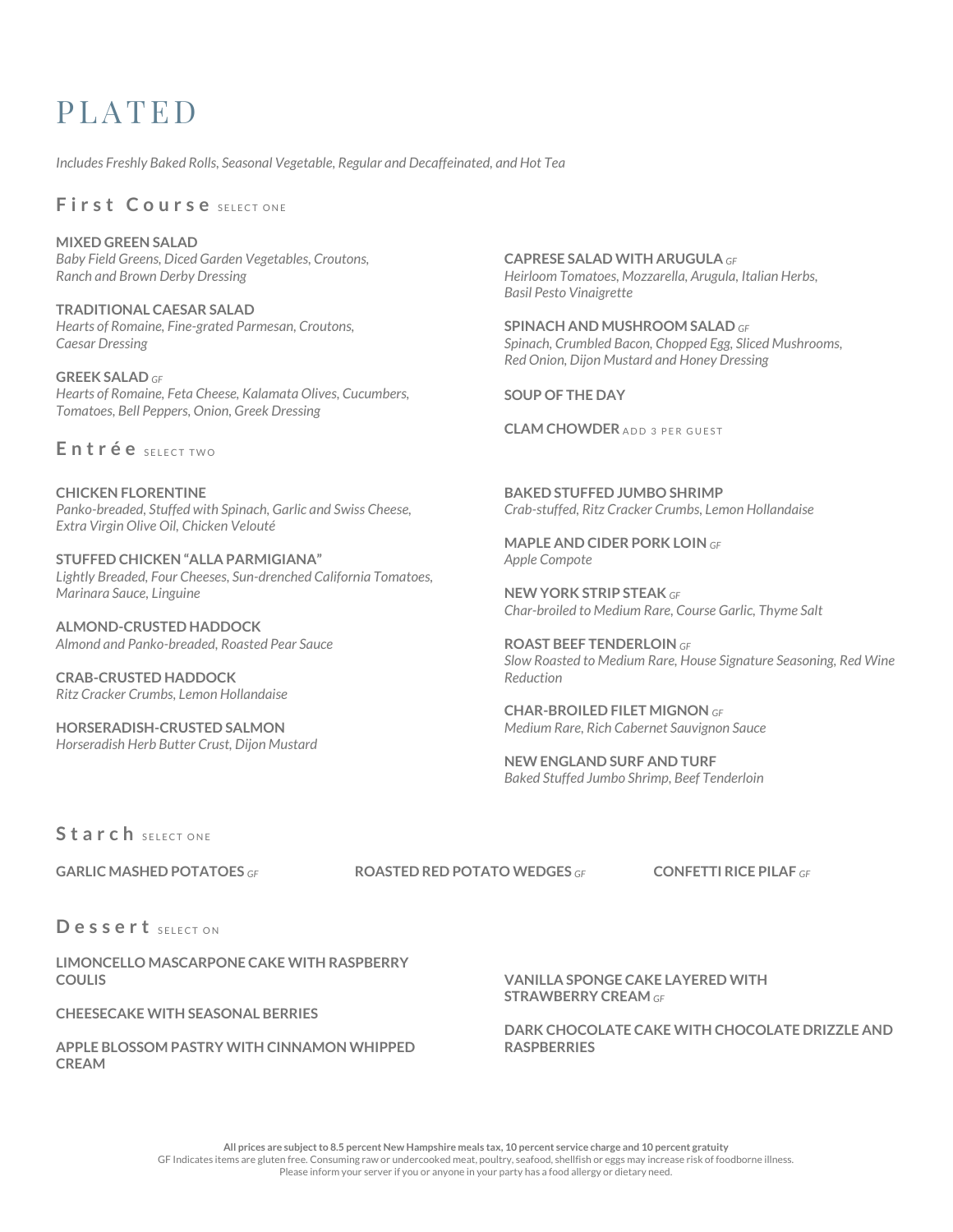# PLATED

*Includes Freshly Baked Rolls, Seasonal Vegetable, Regular and Decaffeinated, and Hot Tea*

## First Course SELECT ONE

**MIXED GREEN SALAD**
*Baby Field Greens, Diced Garden Vegetables, Croutons, Ranch and Brown Derby Dressing*

**TRADITIONAL CAESAR SALAD**
*Hearts of Romaine, Fine-grated Parmesan, Croutons, Caesar Dressing*

**GREEK SALAD** GF
*Hearts of Romaine, Feta Cheese, Kalamata Olives, Cucumbers, Tomatoes, Bell Peppers, Onion, Greek Dressing*

**CAPRESE SALAD WITH ARUGULA** GF
*Heirloom Tomatoes, Mozzarella, Arugula, Italian Herbs, Basil Pesto Vinaigrette*

**SPINACH AND MUSHROOM SALAD** GF
*Spinach, Crumbled Bacon, Chopped Egg, Sliced Mushrooms, Red Onion, Dijon Mustard and Honey Dressing*

**SOUP OF THE DAY**

**CLAM CHOWDER** ADD 3 PER GUEST

## Entrée SELECT TWO

**CHICKEN FLORENTINE**
*Panko-breaded, Stuffed with Spinach, Garlic and Swiss Cheese, Extra Virgin Olive Oil, Chicken Velouté*

**STUFFED CHICKEN "ALLA PARMIGIANA"**
*Lightly Breaded, Four Cheeses, Sun-drenched California Tomatoes, Marinara Sauce, Linguine*

**ALMOND-CRUSTED HADDOCK**
*Almond and Panko-breaded, Roasted Pear Sauce*

**CRAB-CRUSTED HADDOCK**
*Ritz Cracker Crumbs, Lemon Hollandaise*

**HORSERADISH-CRUSTED SALMON**
*Horseradish Herb Butter Crust, Dijon Mustard*

**BAKED STUFFED JUMBO SHRIMP**
*Crab-stuffed, Ritz Cracker Crumbs, Lemon Hollandaise*

**MAPLE AND CIDER PORK LOIN** GF
*Apple Compote*

**NEW YORK STRIP STEAK** GF
*Char-broiled to Medium Rare, Course Garlic, Thyme Salt*

**ROAST BEEF TENDERLOIN** GF
*Slow Roasted to Medium Rare, House Signature Seasoning, Red Wine Reduction*

**CHAR-BROILED FILET MIGNON** GF
*Medium Rare, Rich Cabernet Sauvignon Sauce*

**NEW ENGLAND SURF AND TURF**
*Baked Stuffed Jumbo Shrimp, Beef Tenderloin*

## Starch SELECT ONE

**GARLIC MASHED POTATOES** GF

**ROASTED RED POTATO WEDGES** GF

**CONFETTI RICE PILAF** GF

## Dessert SELECT ON

**LIMONCELLO MASCARPONE CAKE WITH RASPBERRY COULIS**

**CHEESECAKE WITH SEASONAL BERRIES**

**APPLE BLOSSOM PASTRY WITH CINNAMON WHIPPED CREAM**

**VANILLA SPONGE CAKE LAYERED WITH STRAWBERRY CREAM** GF

**DARK CHOCOLATE CAKE WITH CHOCOLATE DRIZZLE AND RASPBERRIES**

**All prices are subject to 8.5 percent New Hampshire meals tax, 10 percent service charge and 10 percent gratuity**
GF Indicates items are gluten free. Consuming raw or undercooked meat, poultry, seafood, shellfish or eggs may increase risk of foodborne illness.
Please inform your server if you or anyone in your party has a food allergy or dietary need.